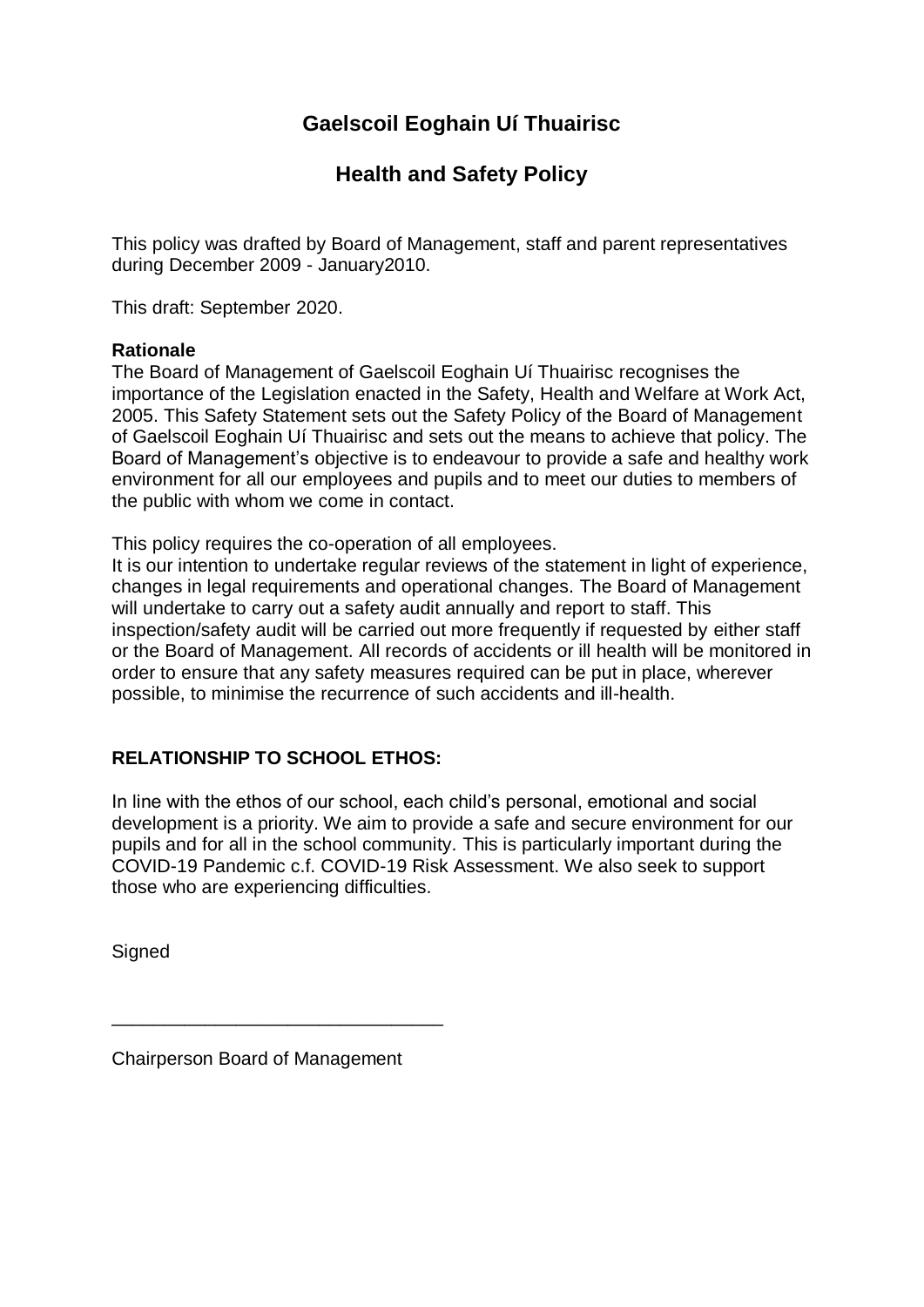# Gaelscoil Eoghain Uí Thuairisc

## Health and Safety Policy

This policy was drafted by Board of Management, staff and parent representatives during December 2009 - January2010.

This draft: September 2020.

**Rationale**

The Board of Management of Gaelscoil Eoghain Uí Thuairisc recognises the importance of the Legislation enacted in the Safety, Health and Welfare at Work Act, 2005. This Safety Statement sets out the Safety Policy of the Board of Management of Gaelscoil Eoghain Uí Thuairisc and sets out the means to achieve that policy. The Board of Management's objective is to endeavour to provide a safe and healthy work environment for all our employees and pupils and to meet our duties to members of the public with whom we come in contact.

This policy requires the co-operation of all employees.

It is our intention to undertake regular reviews of the statement in light of experience, changes in legal requirements and operational changes. The Board of Management will undertake to carry out a safety audit annually and report to staff. This inspection/safety audit will be carried out more frequently if requested by either staff or the Board of Management. All records of accidents or ill health will be monitored in order to ensure that any safety measures required can be put in place, wherever possible, to minimise the recurrence of such accidents and ill-health.

**RELATIONSHIP TO SCHOOL ETHOS:**

In line with the ethos of our school, each child's personal, emotional and social development is a priority. We aim to provide a safe and secure environment for our pupils and for all in the school community. This is particularly important during the COVID-19 Pandemic c.f. COVID-19 Risk Assessment. We also seek to support those who are experiencing difficulties.

Signed

_______________________________

Chairperson Board of Management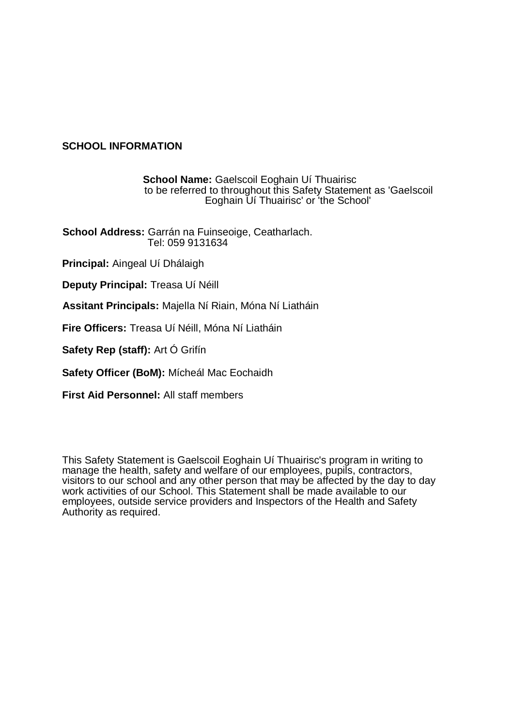## SCHOOL INFORMATION

**School Name:** Gaelscoil Eoghain Uí Thuairisc
to be referred to throughout this Safety Statement as 'Gaelscoil Eoghain Uí Thuairisc' or 'the School'

**School Address:** Garrán na Fuinseoige, Ceatharlach.
Tel: 059 9131634

**Principal:** Aingeal Uí Dhálaigh

**Deputy Principal:** Treasa Uí Néill

**Assitant Principals:** Majella Ní Riain, Móna Ní Liatháin

**Fire Officers:** Treasa Uí Néill, Móna Ní Liatháin

**Safety Rep (staff):** Art Ó Grifín

**Safety Officer (BoM):** Mícheál Mac Eochaidh

**First Aid Personnel:** All staff members

This Safety Statement is Gaelscoil Eoghain Uí Thuairisc's program in writing to manage the health, safety and welfare of our employees, pupils, contractors, visitors to our school and any other person that may be affected by the day to day work activities of our School. This Statement shall be made available to our employees, outside service providers and Inspectors of the Health and Safety Authority as required.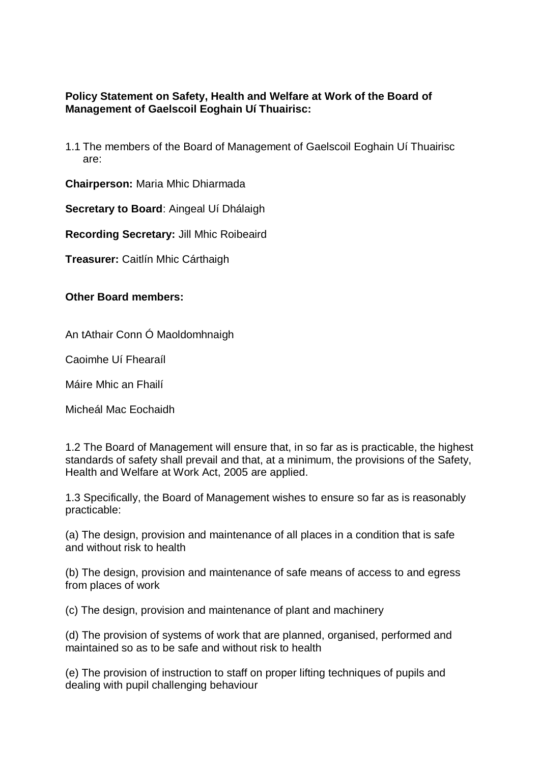**Policy Statement on Safety, Health and Welfare at Work of the Board of Management of Gaelscoil Eoghain Uí Thuairisc:**

1.1 The members of the Board of Management of Gaelscoil Eoghain Uí Thuairisc are:

**Chairperson:** Maria Mhic Dhiarmada

**Secretary to Board**: Aingeal Uí Dhálaigh

**Recording Secretary:** Jill Mhic Roibeaird

**Treasurer:** Caitlín Mhic Cárthaigh

**Other Board members:**

An tAthair Conn Ó Maoldomhnaigh

Caoimhe Uí Fhearaíl

Máire Mhic an Fhailí

Micheál Mac Eochaidh

1.2 The Board of Management will ensure that, in so far as is practicable, the highest standards of safety shall prevail and that, at a minimum, the provisions of the Safety, Health and Welfare at Work Act, 2005 are applied.

1.3 Specifically, the Board of Management wishes to ensure so far as is reasonably practicable:

(a) The design, provision and maintenance of all places in a condition that is safe and without risk to health

(b) The design, provision and maintenance of safe means of access to and egress from places of work

(c) The design, provision and maintenance of plant and machinery

(d) The provision of systems of work that are planned, organised, performed and maintained so as to be safe and without risk to health

(e) The provision of instruction to staff on proper lifting techniques of pupils and dealing with pupil challenging behaviour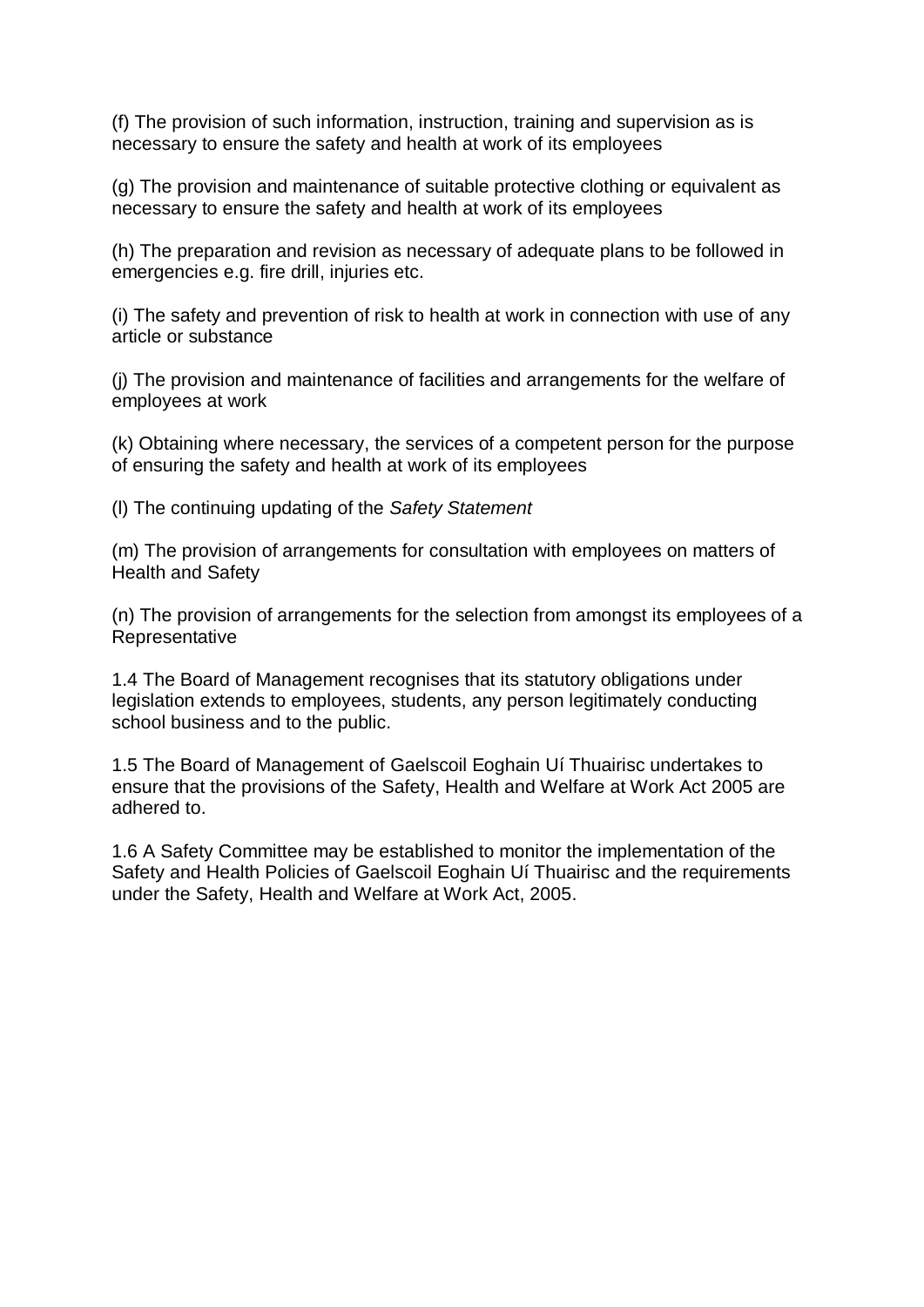(f) The provision of such information, instruction, training and supervision as is necessary to ensure the safety and health at work of its employees

(g) The provision and maintenance of suitable protective clothing or equivalent as necessary to ensure the safety and health at work of its employees

(h) The preparation and revision as necessary of adequate plans to be followed in emergencies e.g. fire drill, injuries etc.

(i) The safety and prevention of risk to health at work in connection with use of any article or substance

(j) The provision and maintenance of facilities and arrangements for the welfare of employees at work

(k) Obtaining where necessary, the services of a competent person for the purpose of ensuring the safety and health at work of its employees

(l) The continuing updating of the *Safety Statement*

(m) The provision of arrangements for consultation with employees on matters of Health and Safety

(n) The provision of arrangements for the selection from amongst its employees of a Representative

1.4 The Board of Management recognises that its statutory obligations under legislation extends to employees, students, any person legitimately conducting school business and to the public.

1.5 The Board of Management of Gaelscoil Eoghain Uí Thuairisc undertakes to ensure that the provisions of the Safety, Health and Welfare at Work Act 2005 are adhered to.

1.6 A Safety Committee may be established to monitor the implementation of the Safety and Health Policies of Gaelscoil Eoghain Uí Thuairisc and the requirements under the Safety, Health and Welfare at Work Act, 2005.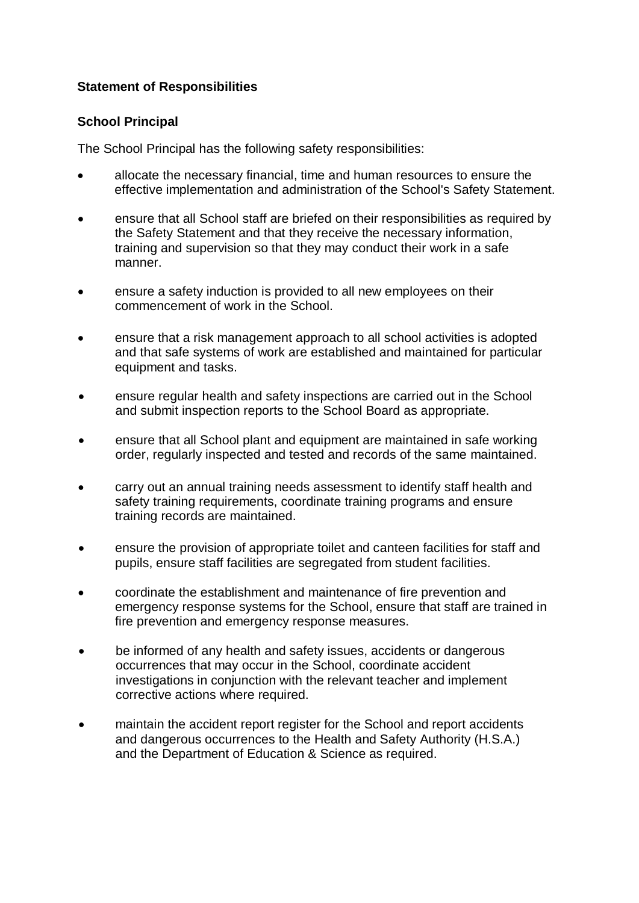**Statement of Responsibilities**

**School Principal**

The School Principal has the following safety responsibilities:

- allocate the necessary financial, time and human resources to ensure the effective implementation and administration of the School's Safety Statement.
- ensure that all School staff are briefed on their responsibilities as required by the Safety Statement and that they receive the necessary information, training and supervision so that they may conduct their work in a safe manner.
- ensure a safety induction is provided to all new employees on their commencement of work in the School.
- ensure that a risk management approach to all school activities is adopted and that safe systems of work are established and maintained for particular equipment and tasks.
- ensure regular health and safety inspections are carried out in the School and submit inspection reports to the School Board as appropriate.
- ensure that all School plant and equipment are maintained in safe working order, regularly inspected and tested and records of the same maintained.
- carry out an annual training needs assessment to identify staff health and safety training requirements, coordinate training programs and ensure training records are maintained.
- ensure the provision of appropriate toilet and canteen facilities for staff and pupils, ensure staff facilities are segregated from student facilities.
- coordinate the establishment and maintenance of fire prevention and emergency response systems for the School, ensure that staff are trained in fire prevention and emergency response measures.
- be informed of any health and safety issues, accidents or dangerous occurrences that may occur in the School, coordinate accident investigations in conjunction with the relevant teacher and implement corrective actions where required.
- maintain the accident report register for the School and report accidents and dangerous occurrences to the Health and Safety Authority (H.S.A.) and the Department of Education & Science as required.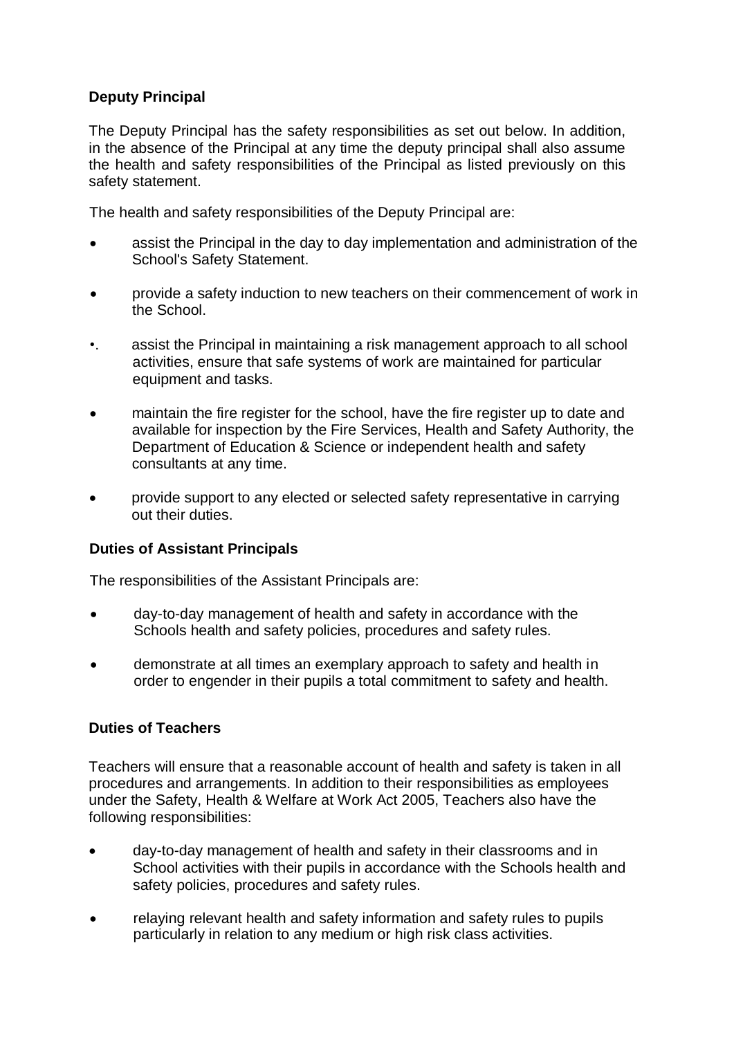**Deputy Principal**

The Deputy Principal has the safety responsibilities as set out below. In addition, in the absence of the Principal at any time the deputy principal shall also assume the health and safety responsibilities of the Principal as listed previously on this safety statement.

The health and safety responsibilities of the Deputy Principal are:

- assist the Principal in the day to day implementation and administration of the School's Safety Statement.
- provide a safety induction to new teachers on their commencement of work in the School.
- assist the Principal in maintaining a risk management approach to all school activities, ensure that safe systems of work are maintained for particular equipment and tasks.
- maintain the fire register for the school, have the fire register up to date and available for inspection by the Fire Services, Health and Safety Authority, the Department of Education & Science or independent health and safety consultants at any time.
- provide support to any elected or selected safety representative in carrying out their duties.

**Duties of Assistant Principals**

The responsibilities of the Assistant Principals are:

- day-to-day management of health and safety in accordance with the Schools health and safety policies, procedures and safety rules.
- demonstrate at all times an exemplary approach to safety and health in order to engender in their pupils a total commitment to safety and health.

**Duties of Teachers**

Teachers will ensure that a reasonable account of health and safety is taken in all procedures and arrangements. In addition to their responsibilities as employees under the Safety, Health & Welfare at Work Act 2005, Teachers also have the following responsibilities:

- day-to-day management of health and safety in their classrooms and in School activities with their pupils in accordance with the Schools health and safety policies, procedures and safety rules.
- relaying relevant health and safety information and safety rules to pupils particularly in relation to any medium or high risk class activities.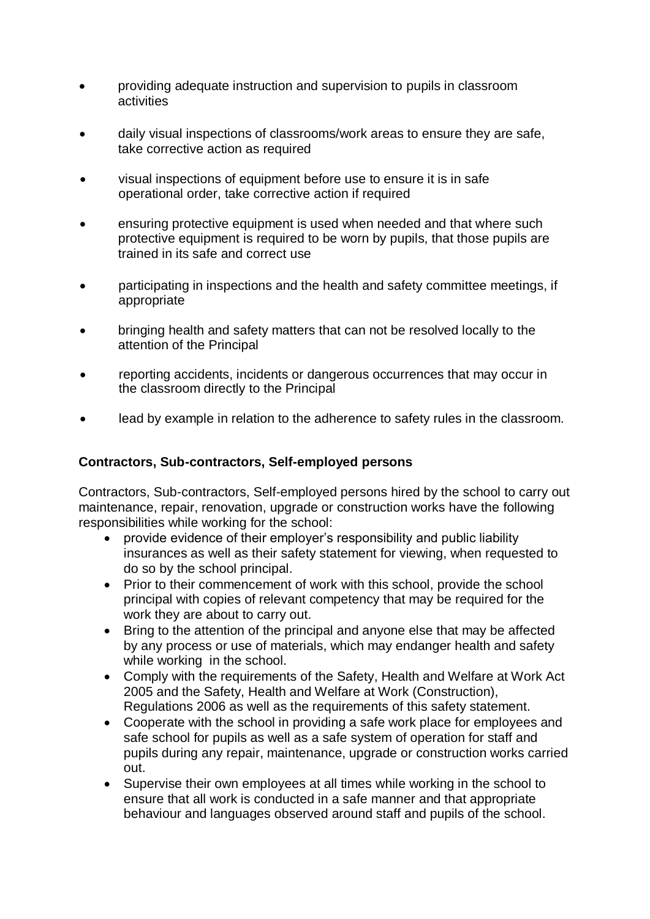- providing adequate instruction and supervision to pupils in classroom activities
- daily visual inspections of classrooms/work areas to ensure they are safe, take corrective action as required
- visual inspections of equipment before use to ensure it is in safe operational order, take corrective action if required
- ensuring protective equipment is used when needed and that where such protective equipment is required to be worn by pupils, that those pupils are trained in its safe and correct use
- participating in inspections and the health and safety committee meetings, if appropriate
- bringing health and safety matters that can not be resolved locally to the attention of the Principal
- reporting accidents, incidents or dangerous occurrences that may occur in the classroom directly to the Principal
- lead by example in relation to the adherence to safety rules in the classroom.

**Contractors, Sub-contractors, Self-employed persons**

Contractors, Sub-contractors, Self-employed persons hired by the school to carry out maintenance, repair, renovation, upgrade or construction works have the following responsibilities while working for the school:

- provide evidence of their employer's responsibility and public liability insurances as well as their safety statement for viewing, when requested to do so by the school principal.
- Prior to their commencement of work with this school, provide the school principal with copies of relevant competency that may be required for the work they are about to carry out.
- Bring to the attention of the principal and anyone else that may be affected by any process or use of materials, which may endanger health and safety while working in the school.
- Comply with the requirements of the Safety, Health and Welfare at Work Act 2005 and the Safety, Health and Welfare at Work (Construction), Regulations 2006 as well as the requirements of this safety statement.
- Cooperate with the school in providing a safe work place for employees and safe school for pupils as well as a safe system of operation for staff and pupils during any repair, maintenance, upgrade or construction works carried out.
- Supervise their own employees at all times while working in the school to ensure that all work is conducted in a safe manner and that appropriate behaviour and languages observed around staff and pupils of the school.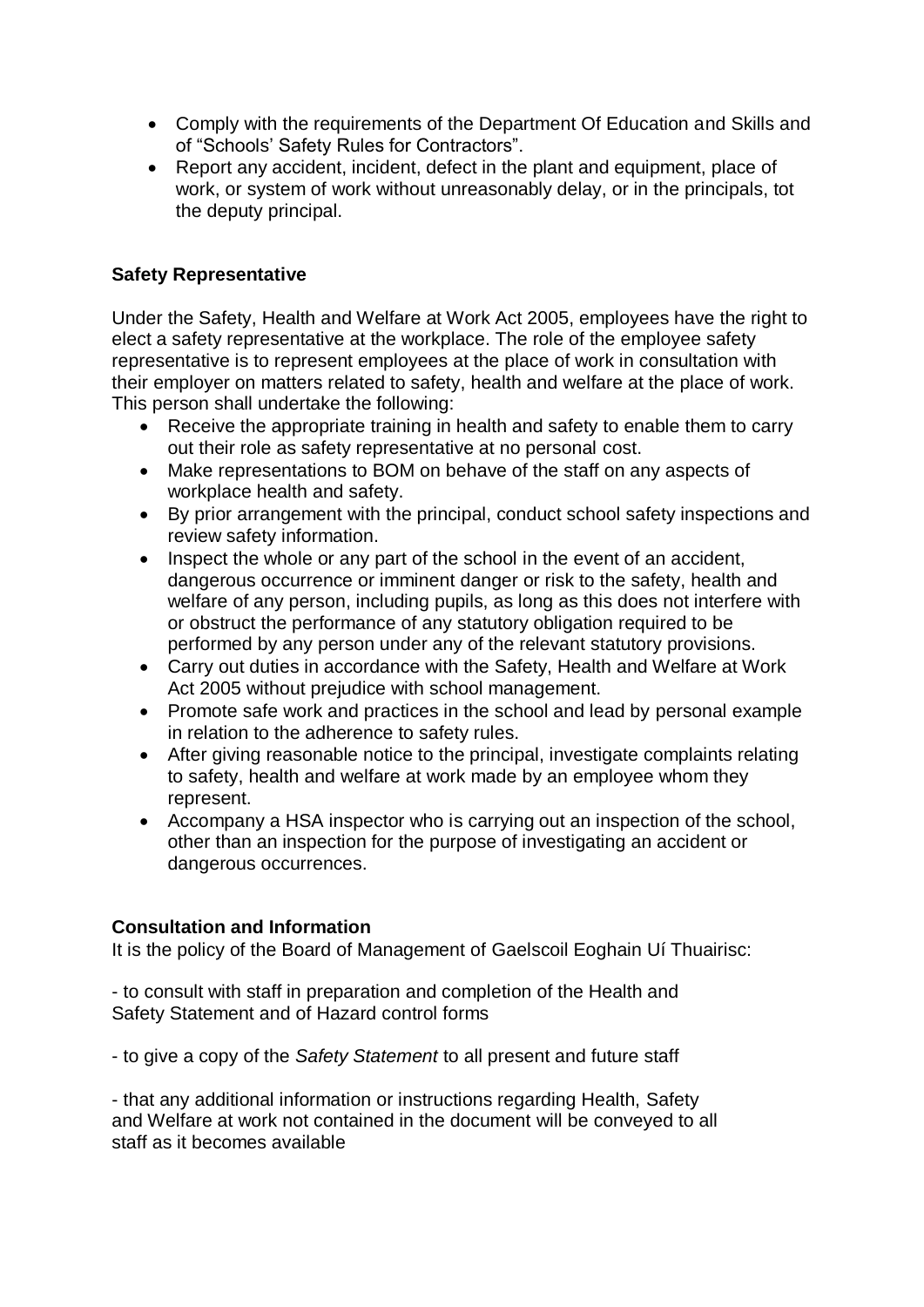- Comply with the requirements of the Department Of Education and Skills and of "Schools' Safety Rules for Contractors".
- Report any accident, incident, defect in the plant and equipment, place of work, or system of work without unreasonably delay, or in the principals, tot the deputy principal.

**Safety Representative**

Under the Safety, Health and Welfare at Work Act 2005, employees have the right to elect a safety representative at the workplace. The role of the employee safety representative is to represent employees at the place of work in consultation with their employer on matters related to safety, health and welfare at the place of work. This person shall undertake the following:

- Receive the appropriate training in health and safety to enable them to carry out their role as safety representative at no personal cost.
- Make representations to BOM on behave of the staff on any aspects of workplace health and safety.
- By prior arrangement with the principal, conduct school safety inspections and review safety information.
- Inspect the whole or any part of the school in the event of an accident, dangerous occurrence or imminent danger or risk to the safety, health and welfare of any person, including pupils, as long as this does not interfere with or obstruct the performance of any statutory obligation required to be performed by any person under any of the relevant statutory provisions.
- Carry out duties in accordance with the Safety, Health and Welfare at Work Act 2005 without prejudice with school management.
- Promote safe work and practices in the school and lead by personal example in relation to the adherence to safety rules.
- After giving reasonable notice to the principal, investigate complaints relating to safety, health and welfare at work made by an employee whom they represent.
- Accompany a HSA inspector who is carrying out an inspection of the school, other than an inspection for the purpose of investigating an accident or dangerous occurrences.

**Consultation and Information**

It is the policy of the Board of Management of Gaelscoil Eoghain Uí Thuairisc:

- to consult with staff in preparation and completion of the Health and Safety Statement and of Hazard control forms

- to give a copy of the *Safety Statement* to all present and future staff

- that any additional information or instructions regarding Health, Safety and Welfare at work not contained in the document will be conveyed to all staff as it becomes available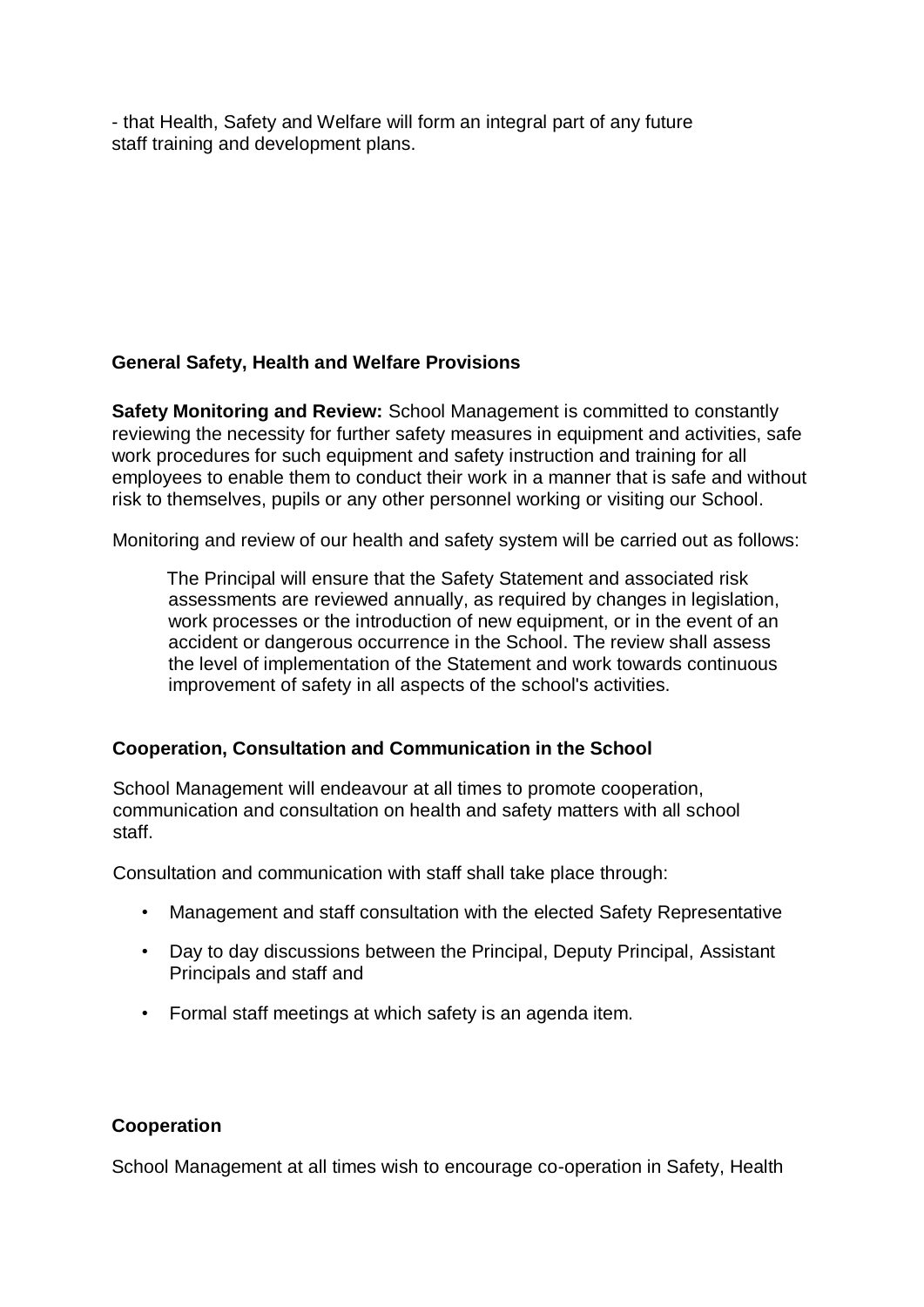- that Health, Safety and Welfare will form an integral part of any future staff training and development plans.

### General Safety, Health and Welfare Provisions

**Safety Monitoring and Review:** School Management is committed to constantly reviewing the necessity for further safety measures in equipment and activities, safe work procedures for such equipment and safety instruction and training for all employees to enable them to conduct their work in a manner that is safe and without risk to themselves, pupils or any other personnel working or visiting our School.

Monitoring and review of our health and safety system will be carried out as follows:

The Principal will ensure that the Safety Statement and associated risk assessments are reviewed annually, as required by changes in legislation, work processes or the introduction of new equipment, or in the event of an accident or dangerous occurrence in the School. The review shall assess the level of implementation of the Statement and work towards continuous improvement of safety in all aspects of the school's activities.

### Cooperation, Consultation and Communication in the School

School Management will endeavour at all times to promote cooperation, communication and consultation on health and safety matters with all school staff.

Consultation and communication with staff shall take place through:

- Management and staff consultation with the elected Safety Representative
- Day to day discussions between the Principal, Deputy Principal, Assistant Principals and staff and
- Formal staff meetings at which safety is an agenda item.

### Cooperation

School Management at all times wish to encourage co-operation in Safety, Health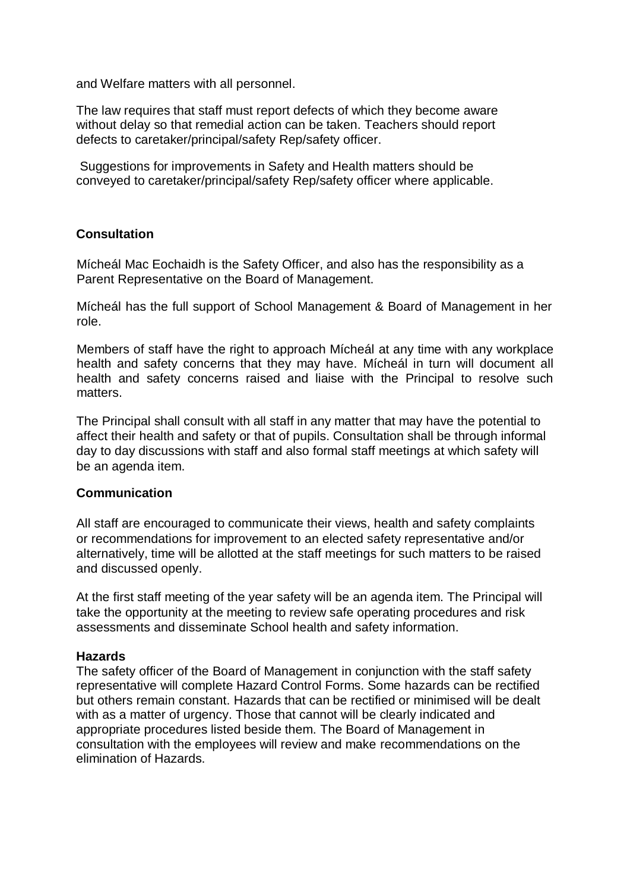and Welfare matters with all personnel.

The law requires that staff must report defects of which they become aware without delay so that remedial action can be taken. Teachers should report defects to caretaker/principal/safety Rep/safety officer.

Suggestions for improvements in Safety and Health matters should be conveyed to caretaker/principal/safety Rep/safety officer where applicable.

**Consultation**

Mícheál Mac Eochaidh is the Safety Officer, and also has the responsibility as a Parent Representative on the Board of Management.

Mícheál has the full support of School Management & Board of Management in her role.

Members of staff have the right to approach Mícheál at any time with any workplace health and safety concerns that they may have. Mícheál in turn will document all health and safety concerns raised and liaise with the Principal to resolve such matters.

The Principal shall consult with all staff in any matter that may have the potential to affect their health and safety or that of pupils. Consultation shall be through informal day to day discussions with staff and also formal staff meetings at which safety will be an agenda item.

**Communication**

All staff are encouraged to communicate their views, health and safety complaints or recommendations for improvement to an elected safety representative and/or alternatively, time will be allotted at the staff meetings for such matters to be raised and discussed openly.

At the first staff meeting of the year safety will be an agenda item. The Principal will take the opportunity at the meeting to review safe operating procedures and risk assessments and disseminate School health and safety information.

**Hazards**

The safety officer of the Board of Management in conjunction with the staff safety representative will complete Hazard Control Forms. Some hazards can be rectified but others remain constant. Hazards that can be rectified or minimised will be dealt with as a matter of urgency. Those that cannot will be clearly indicated and appropriate procedures listed beside them. The Board of Management in consultation with the employees will review and make recommendations on the elimination of Hazards.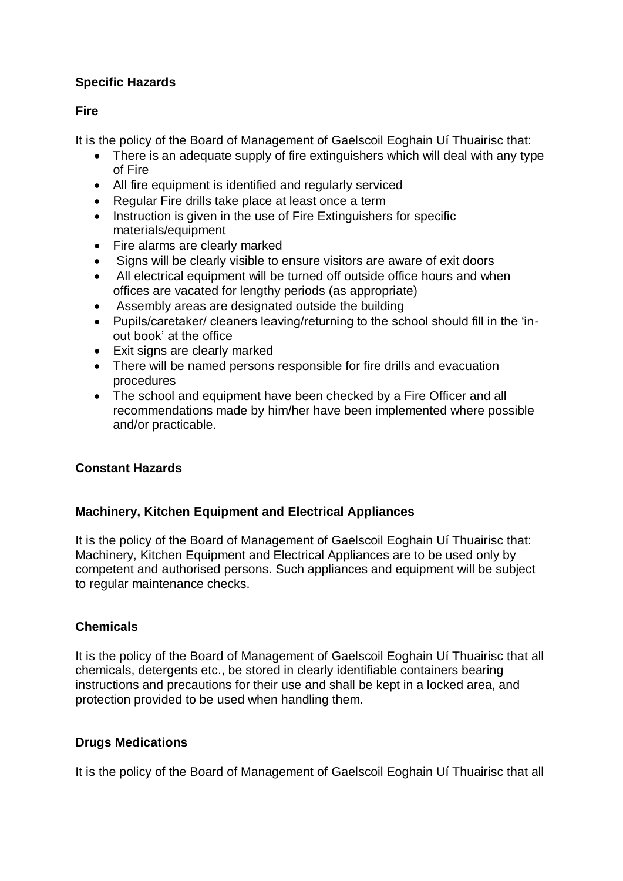**Specific Hazards**

**Fire**

It is the policy of the Board of Management of Gaelscoil Eoghain Uí Thuairisc that:

- There is an adequate supply of fire extinguishers which will deal with any type of Fire
- All fire equipment is identified and regularly serviced
- Regular Fire drills take place at least once a term
- Instruction is given in the use of Fire Extinguishers for specific materials/equipment
- Fire alarms are clearly marked
- Signs will be clearly visible to ensure visitors are aware of exit doors
- All electrical equipment will be turned off outside office hours and when offices are vacated for lengthy periods (as appropriate)
- Assembly areas are designated outside the building
- Pupils/caretaker/ cleaners leaving/returning to the school should fill in the 'in-out book' at the office
- Exit signs are clearly marked
- There will be named persons responsible for fire drills and evacuation procedures
- The school and equipment have been checked by a Fire Officer and all recommendations made by him/her have been implemented where possible and/or practicable.

**Constant Hazards**

**Machinery, Kitchen Equipment and Electrical Appliances**

It is the policy of the Board of Management of Gaelscoil Eoghain Uí Thuairisc that: Machinery, Kitchen Equipment and Electrical Appliances are to be used only by competent and authorised persons. Such appliances and equipment will be subject to regular maintenance checks.

**Chemicals**

It is the policy of the Board of Management of Gaelscoil Eoghain Uí Thuairisc that all chemicals, detergents etc., be stored in clearly identifiable containers bearing instructions and precautions for their use and shall be kept in a locked area, and protection provided to be used when handling them.

**Drugs Medications**

It is the policy of the Board of Management of Gaelscoil Eoghain Uí Thuairisc that all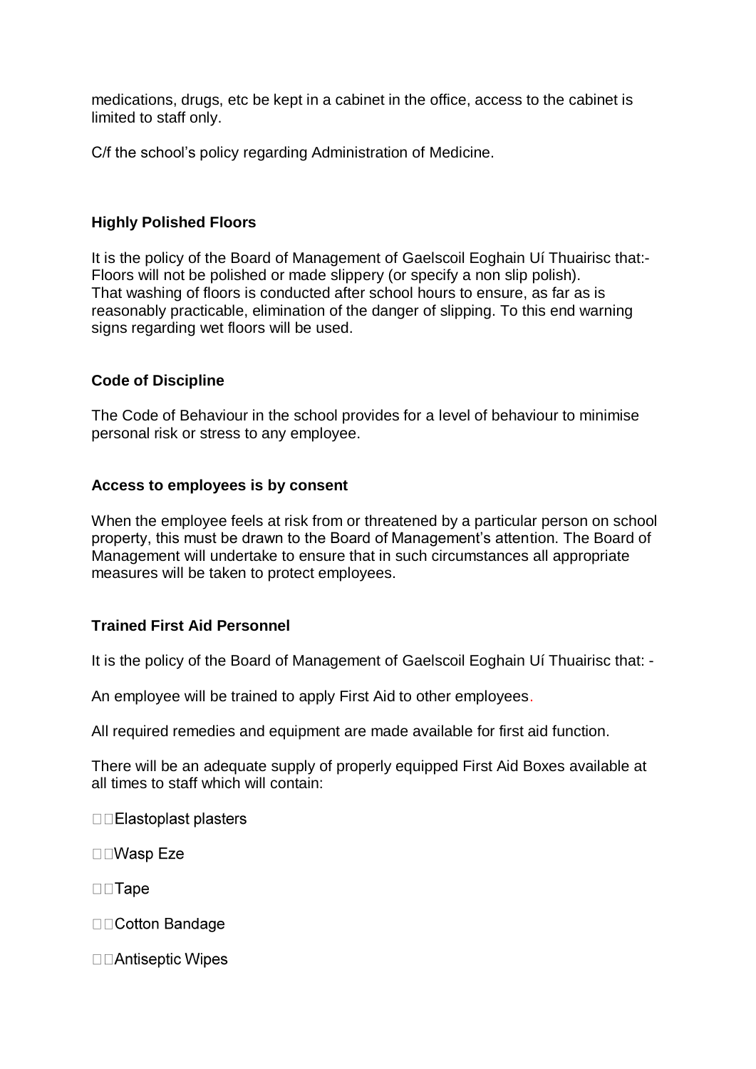medications, drugs, etc be kept in a cabinet in the office, access to the cabinet is limited to staff only.

C/f the school's policy regarding Administration of Medicine.

### Highly Polished Floors

It is the policy of the Board of Management of Gaelscoil Eoghain Uí Thuairisc that:-
Floors will not be polished or made slippery (or specify a non slip polish).
That washing of floors is conducted after school hours to ensure, as far as is reasonably practicable, elimination of the danger of slipping. To this end warning signs regarding wet floors will be used.

### Code of Discipline

The Code of Behaviour in the school provides for a level of behaviour to minimise personal risk or stress to any employee.

### Access to employees is by consent

When the employee feels at risk from or threatened by a particular person on school property, this must be drawn to the Board of Management's attention. The Board of Management will undertake to ensure that in such circumstances all appropriate measures will be taken to protect employees.

### Trained First Aid Personnel

It is the policy of the Board of Management of Gaelscoil Eoghain Uí Thuairisc that: -

An employee will be trained to apply First Aid to other employees.

All required remedies and equipment are made available for first aid function.

There will be an adequate supply of properly equipped First Aid Boxes available at all times to staff which will contain:

- Elastoplast plasters
- Wasp Eze
- Tape
- Cotton Bandage
- Antiseptic Wipes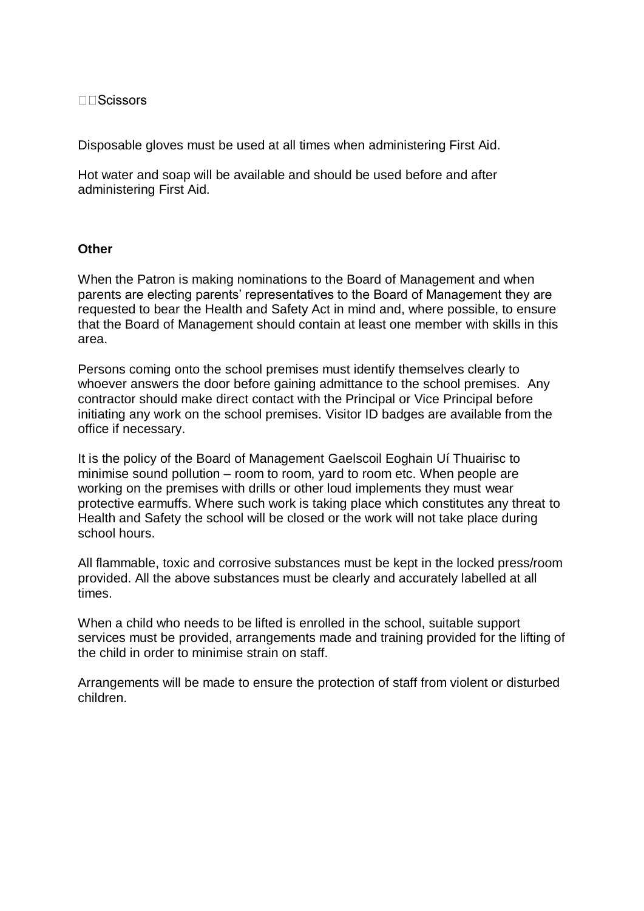- Scissors

Disposable gloves must be used at all times when administering First Aid.

Hot water and soap will be available and should be used before and after administering First Aid.

**Other**

When the Patron is making nominations to the Board of Management and when parents are electing parents' representatives to the Board of Management they are requested to bear the Health and Safety Act in mind and, where possible, to ensure that the Board of Management should contain at least one member with skills in this area.

Persons coming onto the school premises must identify themselves clearly to whoever answers the door before gaining admittance to the school premises. Any contractor should make direct contact with the Principal or Vice Principal before initiating any work on the school premises. Visitor ID badges are available from the office if necessary.

It is the policy of the Board of Management Gaelscoil Eoghain Uí Thuairisc to minimise sound pollution – room to room, yard to room etc. When people are working on the premises with drills or other loud implements they must wear protective earmuffs. Where such work is taking place which constitutes any threat to Health and Safety the school will be closed or the work will not take place during school hours.

All flammable, toxic and corrosive substances must be kept in the locked press/room provided. All the above substances must be clearly and accurately labelled at all times.

When a child who needs to be lifted is enrolled in the school, suitable support services must be provided, arrangements made and training provided for the lifting of the child in order to minimise strain on staff.

Arrangements will be made to ensure the protection of staff from violent or disturbed children.